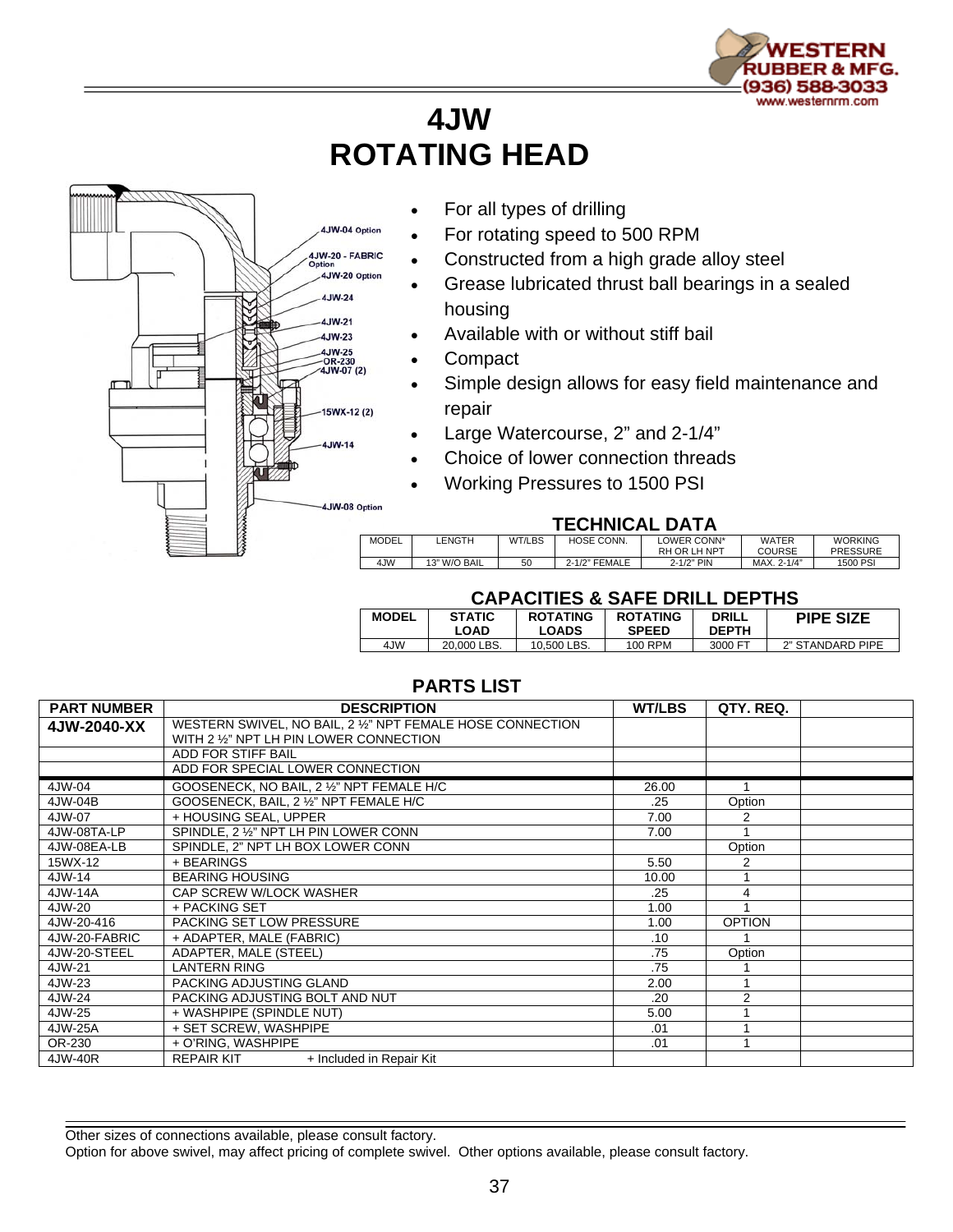# 4JW ROTATING HEAD

- For all types of drilling
- For rotating speed to 500 RPM
- Constructed from a high grade alloy steel
- Grease lubricated thrust ball bearings in a sealed housing
- Available with or without stiff bail
- Compact
- Simple design allows for easy field maintenance and repair
- Large Watercourse, 2" and 2-1/4"
- Choice of lower connection threads
- Working Pressures to 1500 PSI

4JW-04 Option
4JW-20 - FABRIC Option
4JW-20 Option
4JW-24
4JW-21
4JW-23
4JW-25
OR-230
4JW-07 (2)
15WX-12 (2)
4JW-14
4JW-08 Option

## TECHNICAL DATA

| MODEL | LENGTH | WT/LBS | HOSE CONN. | LOWER CONN* RH OR LH NPT | WATER COURSE | WORKING PRESSURE |
|---|---|---|---|---|---|---|
| 4JW | 13" W/O BAIL | 50 | 2-1/2" FEMALE | 2-1/2" PIN | MAX. 2-1/4" | 1500 PSI |

## CAPACITIES & SAFE DRILL DEPTHS

| MODEL | STATIC LOAD | ROTATING LOADS | ROTATING SPEED | DRILL DEPTH | PIPE SIZE |
|---|---|---|---|---|---|
| 4JW | 20,000 LBS. | 10,500 LBS. | 100 RPM | 3000 FT | 2" STANDARD PIPE |

## PARTS LIST

| PART NUMBER | DESCRIPTION | WT/LBS | QTY. REQ. | |
|---|---|---|---|---|
| **4JW-2040-XX** | WESTERN SWIVEL, NO BAIL, 2 ½" NPT FEMALE HOSE CONNECTION WITH 2 ½" NPT LH PIN LOWER CONNECTION | | | |
| | ADD FOR STIFF BAIL | | | |
| | ADD FOR SPECIAL LOWER CONNECTION | | | |
| 4JW-04 | GOOSENECK, NO BAIL, 2 ½" NPT FEMALE H/C | 26.00 | 1 | |
| 4JW-04B | GOOSENECK, BAIL, 2 ½" NPT FEMALE H/C | .25 | Option | |
| 4JW-07 | + HOUSING SEAL, UPPER | 7.00 | 2 | |
| 4JW-08TA-LP | SPINDLE, 2 ½" NPT LH PIN LOWER CONN | 7.00 | 1 | |
| 4JW-08EA-LB | SPINDLE, 2" NPT LH BOX LOWER CONN | | Option | |
| 15WX-12 | + BEARINGS | 5.50 | 2 | |
| 4JW-14 | BEARING HOUSING | 10.00 | 1 | |
| 4JW-14A | CAP SCREW W/LOCK WASHER | .25 | 4 | |
| 4JW-20 | + PACKING SET | 1.00 | 1 | |
| 4JW-20-416 | PACKING SET LOW PRESSURE | 1.00 | OPTION | |
| 4JW-20-FABRIC | + ADAPTER, MALE (FABRIC) | .10 | 1 | |
| 4JW-20-STEEL | ADAPTER, MALE (STEEL) | .75 | Option | |
| 4JW-21 | LANTERN RING | .75 | 1 | |
| 4JW-23 | PACKING ADJUSTING GLAND | 2.00 | 1 | |
| 4JW-24 | PACKING ADJUSTING BOLT AND NUT | .20 | 2 | |
| 4JW-25 | + WASHPIPE (SPINDLE NUT) | 5.00 | 1 | |
| 4JW-25A | + SET SCREW, WASHPIPE | .01 | 1 | |
| OR-230 | + O'RING, WASHPIPE | .01 | 1 | |
| 4JW-40R | REPAIR KIT + Included in Repair Kit | | | |

Other sizes of connections available, please consult factory.
Option for above swivel, may affect pricing of complete swivel. Other options available, please consult factory.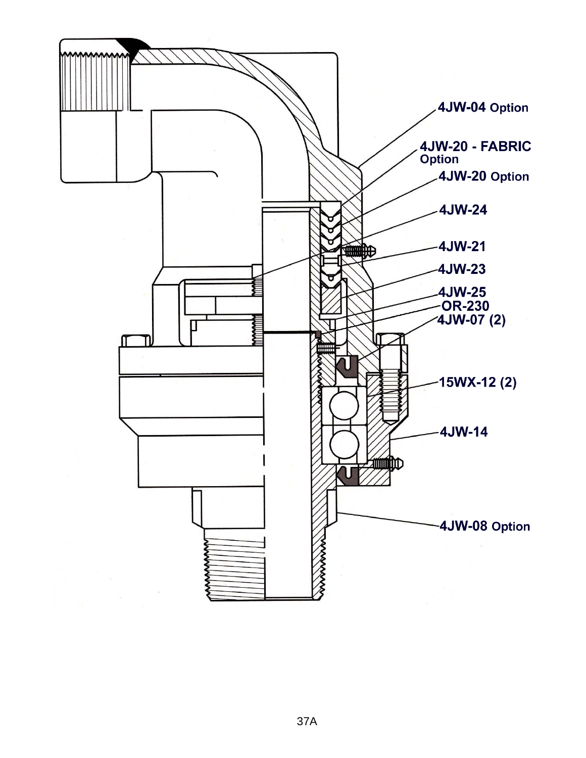4JW-04 Option

4JW-20 - FABRIC Option

4JW-20 Option

4JW-24

4JW-21

4JW-23

4JW-25

OR-230

4JW-07 (2)

15WX-12 (2)

4JW-14

4JW-08 Option